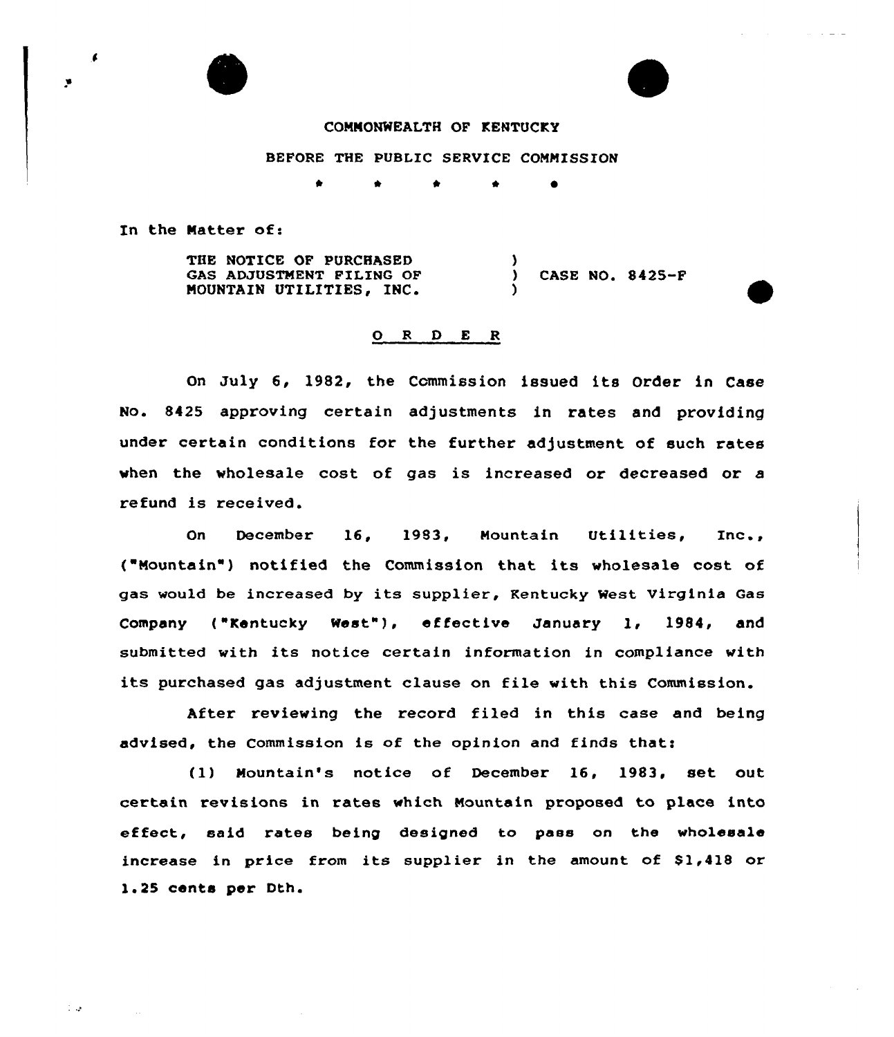COMMONWEALTH OF KENTUCKY

BEFORE THE PUBLIC SERVICE COMMISSION

\* \* \* \* \*

In the Matter of:

THE NOTICE OF PURCHASED GAS ADJUSTMENT FILING OF MOUNTAIN UTILITIES, INC. ) CASE NO. 8425-F

## O R D E R

On July 6, 1982, the Commission issued its Order in Case No. 8425 approving certain adjustments in rates and providing under certain conditions for the further adjustment of such rates when the wholesale cost of gas is increased or decreased or a refund is received.

On December 16, 1983, Mountain Utilities, Inc., ("Mountain") notified the Commission that its wholesale cost of gas would be increased by its supplier, Kentucky West Virginia Gas Company ("Kentucky West"), effective January 1, 1984, and submitted with its notice certain information in compliance with its purchased gas adjustment clause on file with this Commission.

After reviewing the record filed in this case and being advised, the Commission is of the opinion and finds that:

(1) Mountain's notice of December 16, 1983, set out certain revisions in rates which Mountain proposed to place into effect, said rates being designed to pass on the wholesale increase in price from its supplier in the amount of $1,418 or 1.25 cents per Dth.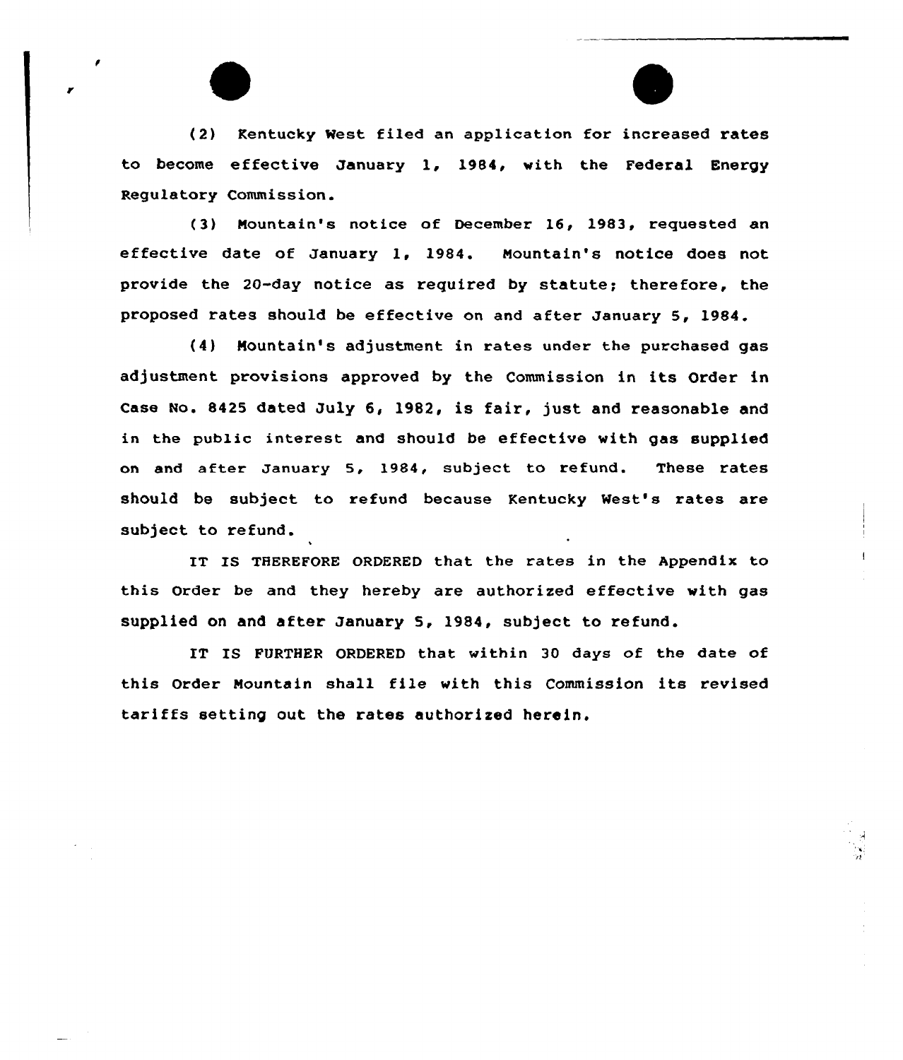(2) Kentucky West filed an application for increased rates to become effective January 1, 1984, with the Federal Energy Regulatory Commission.

(3) Mountain's notice of December 16, 1983, requested an effective date of January 1, 1984. Mountain's notice does not provide the 20-day notice as required by statute; therefore, the proposed rates should be effective on and after January 5, 1984.

(4) Mountain's adjustment in rates under the purchased gas adjustment provisions approved by the Commission in its Order in Case No. 8425 dated July 6, 1982, is fair, just and reasonable and in the public interest and should be effective with gas supplied on and after January 5, 1984, subject to refund. These rates should be subject to refund because Kentucky West's rates are subject to refund.

IT IS THEREFORE ORDERED that the rates in the Appendix to this Order be and they hereby are authorized effective with gas supplied on and after January 5, 1984, subject to refund.

IT IS FURTHER ORDERED that within 30 days of the date of this Order Mountain shall file with this Commission its revised tariffs setting out the rates authorized herein.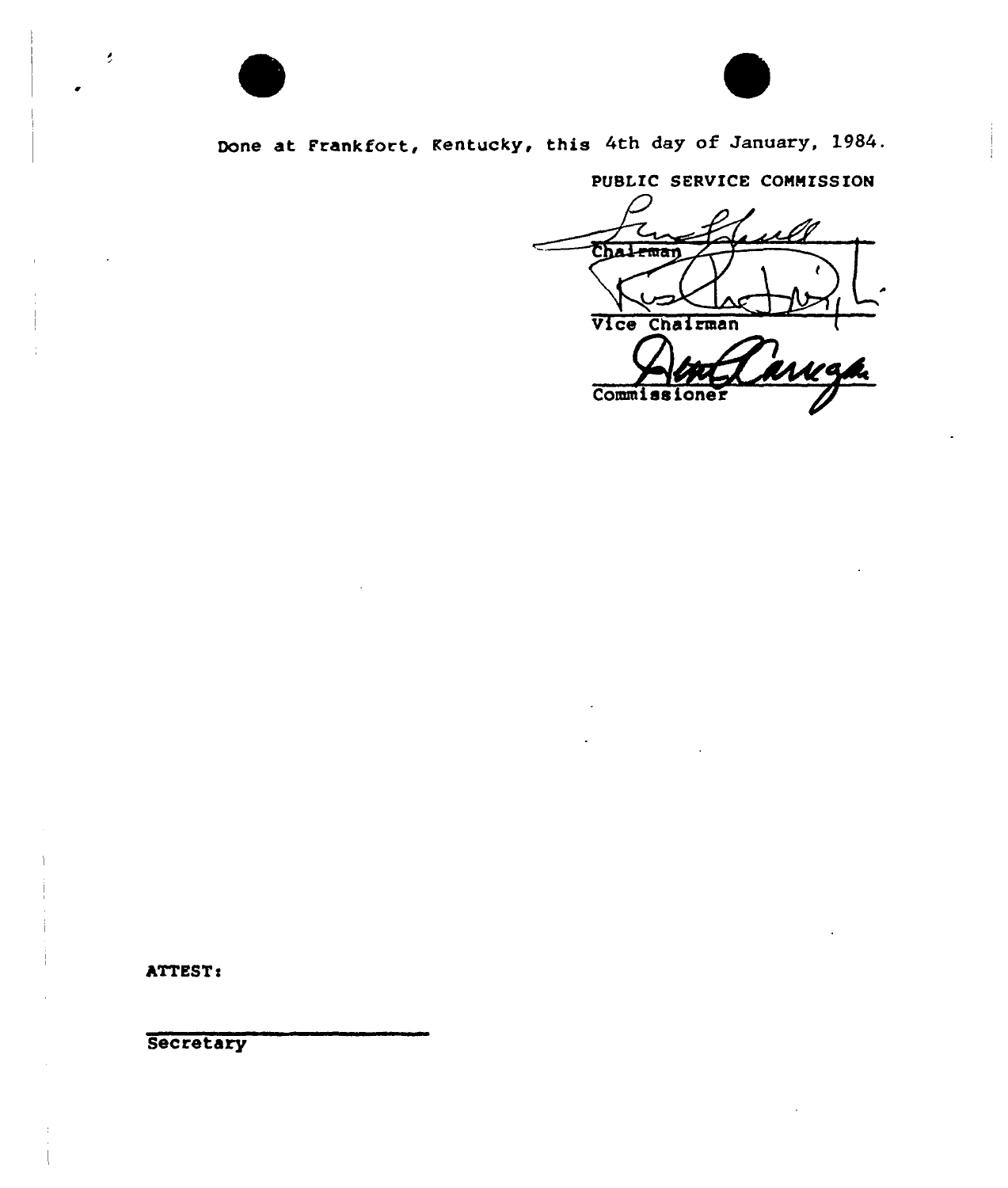Done at Frankfort, Kentucky, this 4th day of January, 1984.

PUBLIC SERVICE COMMISSION

Chairman

Vice Chairman

Commissioner

ATTEST:

Secretary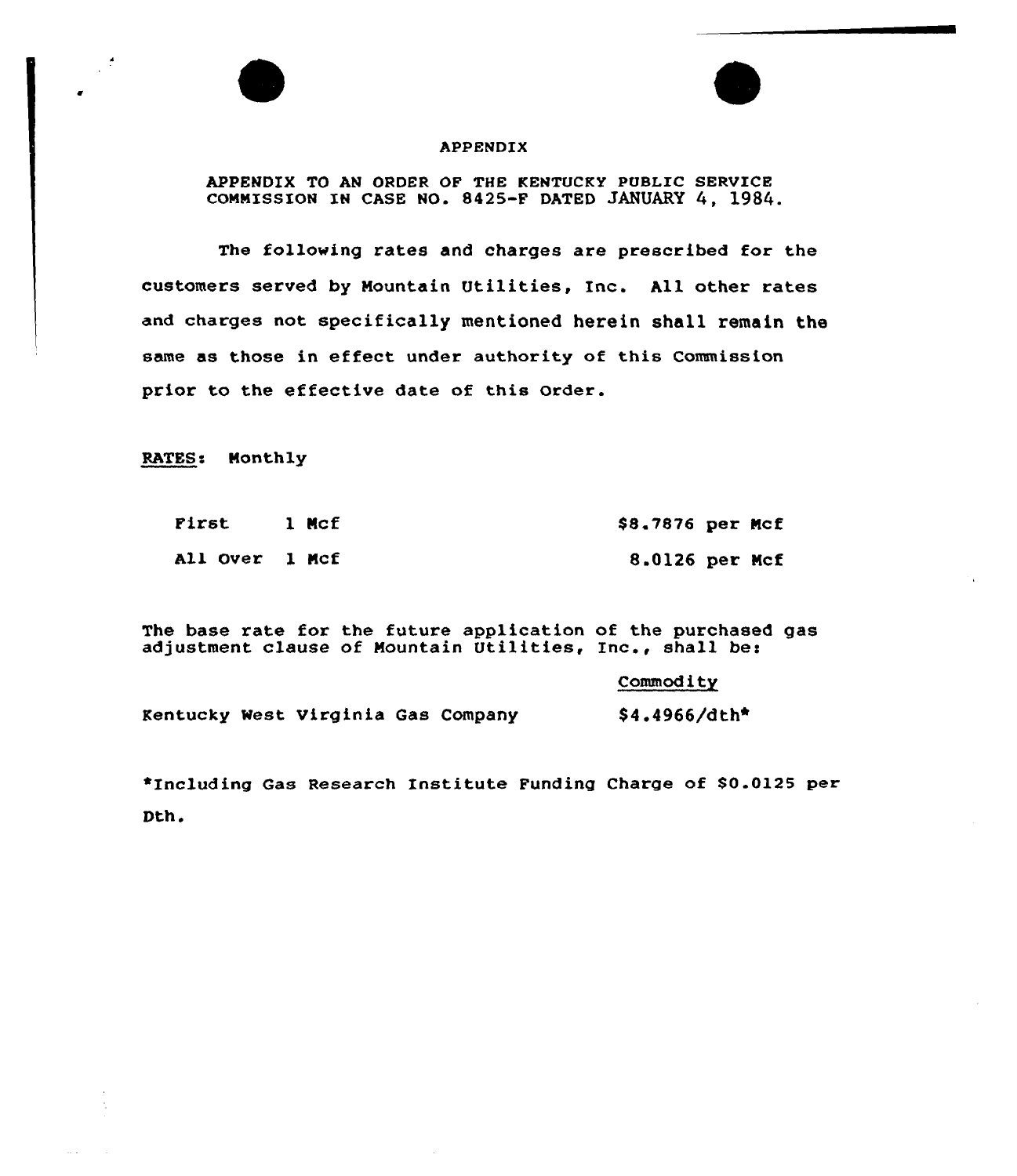# APPENDIX

APPENDIX TO AN ORDER OF THE KENTUCKY PUBLIC SERVICE COMMISSION IN CASE NO. 8425-F DATED JANUARY 4, 1984.

The following rates and charges are prescribed for the customers served by Mountain Utilities, Inc. All other rates and charges not specifically mentioned herein shall remain the same as those in effect under authority of this Commission prior to the effective date of this Order.

<u>RATES</u>: Monthly

| | | |
|---|---|---|
| First | 1 Mcf | $8.7876 per Mcf |
| All Over | 1 Mcf | 8.0126 per Mcf |

The base rate for the future application of the purchased gas adjustment clause of Mountain Utilities, Inc., shall be:

| | <u>Commodity</u> |
|---|---|
| Kentucky West Virginia Gas Company | $4.4966/dth* |

*Including Gas Research Institute Funding Charge of $0.0125 per Dth.